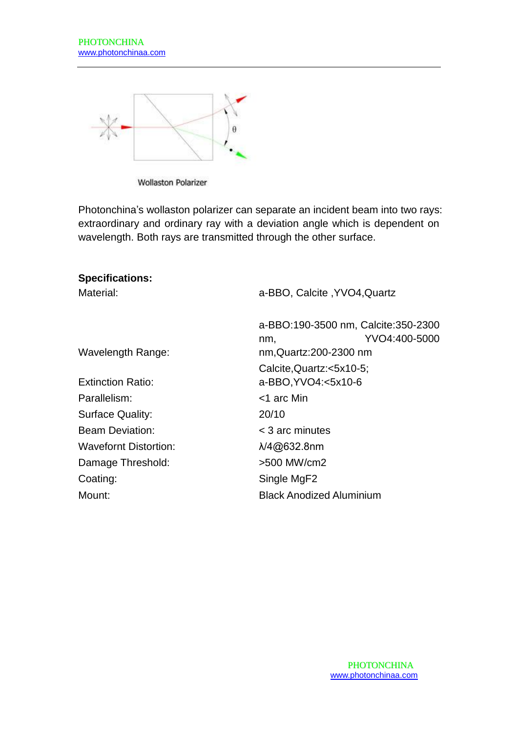Wollaston Polarizer

Photonchina's wollaston polarizer can separate an incident beam into two rays: extraordinary and ordinary ray with a deviation angle which is dependent on wavelength. Both rays are transmitted through the other surface.

**Specifications:**

| | |
|---|---|
| Material: | a-BBO, Calcite ,YVO4,Quartz |
| Wavelength Range: | a-BBO:190-3500 nm, Calcite:350-2300 nm, YVO4:400-5000 nm,Quartz:200-2300 nm |
| Extinction Ratio: | Calcite,Quartz:<5x10-5; a-BBO,YVO4:<5x10-6 |
| Parallelism: | <1 arc Min |
| Surface Quality: | 20/10 |
| Beam Deviation: | < 3 arc minutes |
| Wavefornt Distortion: | λ/4@632.8nm |
| Damage Threshold: | >500 MW/cm2 |
| Coating: | Single MgF2 |
| Mount: | Black Anodized Aluminium |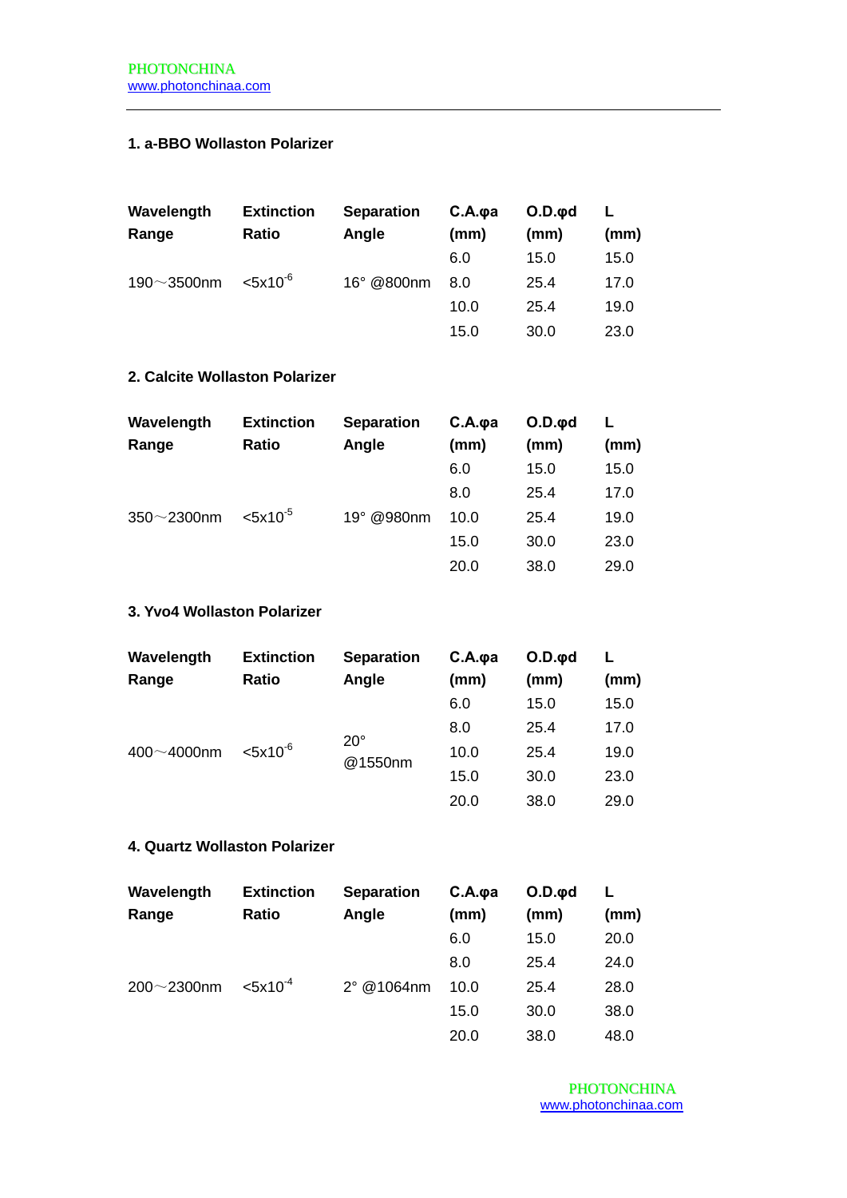## 1. a-BBO Wollaston Polarizer

| Wavelength Range | Extinction Ratio | Separation Angle | C.A.φa (mm) | O.D.φd (mm) | L (mm) |
|---|---|---|---|---|---|
| 190～3500nm | <5x10$^{-6}$ | 16° @800nm | 6.0 | 15.0 | 15.0 |
| | | | 8.0 | 25.4 | 17.0 |
| | | | 10.0 | 25.4 | 19.0 |
| | | | 15.0 | 30.0 | 23.0 |

## 2. Calcite Wollaston Polarizer

| Wavelength Range | Extinction Ratio | Separation Angle | C.A.φa (mm) | O.D.φd (mm) | L (mm) |
|---|---|---|---|---|---|
| 350～2300nm | <5x10$^{-5}$ | 19° @980nm | 6.0 | 15.0 | 15.0 |
| | | | 8.0 | 25.4 | 17.0 |
| | | | 10.0 | 25.4 | 19.0 |
| | | | 15.0 | 30.0 | 23.0 |
| | | | 20.0 | 38.0 | 29.0 |

## 3. Yvo4 Wollaston Polarizer

| Wavelength Range | Extinction Ratio | Separation Angle | C.A.φa (mm) | O.D.φd (mm) | L (mm) |
|---|---|---|---|---|---|
| 400～4000nm | <5x10$^{-6}$ | 20° @1550nm | 6.0 | 15.0 | 15.0 |
| | | | 8.0 | 25.4 | 17.0 |
| | | | 10.0 | 25.4 | 19.0 |
| | | | 15.0 | 30.0 | 23.0 |
| | | | 20.0 | 38.0 | 29.0 |

## 4. Quartz Wollaston Polarizer

| Wavelength Range | Extinction Ratio | Separation Angle | C.A.φa (mm) | O.D.φd (mm) | L (mm) |
|---|---|---|---|---|---|
| 200～2300nm | <5x10$^{-4}$ | 2° @1064nm | 6.0 | 15.0 | 20.0 |
| | | | 8.0 | 25.4 | 24.0 |
| | | | 10.0 | 25.4 | 28.0 |
| | | | 15.0 | 30.0 | 38.0 |
| | | | 20.0 | 38.0 | 48.0 |